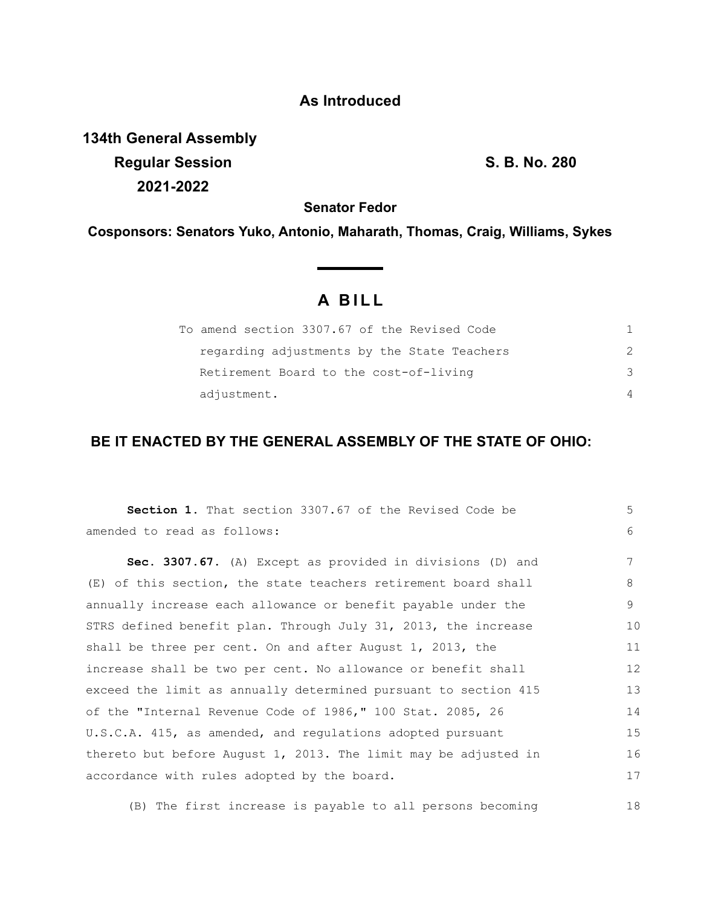**As Introduced**

**134th General Assembly**
**Regular Session** **S. B. No. 280**
**2021-2022**

**Senator Fedor**

**Cosponsors: Senators Yuko, Antonio, Maharath, Thomas, Craig, Williams, Sykes**

# A BILL

To amend section 3307.67 of the Revised Code regarding adjustments by the State Teachers Retirement Board to the cost-of-living adjustment.

**BE IT ENACTED BY THE GENERAL ASSEMBLY OF THE STATE OF OHIO:**

**Section 1.** That section 3307.67 of the Revised Code be amended to read as follows:

**Sec. 3307.67.** (A) Except as provided in divisions (D) and (E) of this section, the state teachers retirement board shall annually increase each allowance or benefit payable under the STRS defined benefit plan. Through July 31, 2013, the increase shall be three per cent. On and after August 1, 2013, the increase shall be two per cent. No allowance or benefit shall exceed the limit as annually determined pursuant to section 415 of the "Internal Revenue Code of 1986," 100 Stat. 2085, 26 U.S.C.A. 415, as amended, and regulations adopted pursuant thereto but before August 1, 2013. The limit may be adjusted in accordance with rules adopted by the board.

(B) The first increase is payable to all persons becoming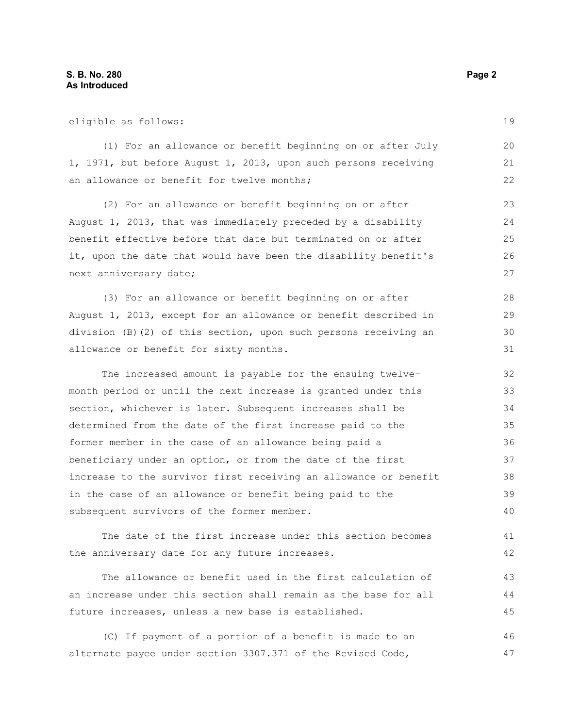eligible as follows:

(1) For an allowance or benefit beginning on or after July 1, 1971, but before August 1, 2013, upon such persons receiving an allowance or benefit for twelve months;

(2) For an allowance or benefit beginning on or after August 1, 2013, that was immediately preceded by a disability benefit effective before that date but terminated on or after it, upon the date that would have been the disability benefit's next anniversary date;

(3) For an allowance or benefit beginning on or after August 1, 2013, except for an allowance or benefit described in division (B)(2) of this section, upon such persons receiving an allowance or benefit for sixty months.

The increased amount is payable for the ensuing twelve-month period or until the next increase is granted under this section, whichever is later. Subsequent increases shall be determined from the date of the first increase paid to the former member in the case of an allowance being paid a beneficiary under an option, or from the date of the first increase to the survivor first receiving an allowance or benefit in the case of an allowance or benefit being paid to the subsequent survivors of the former member.

The date of the first increase under this section becomes the anniversary date for any future increases.

The allowance or benefit used in the first calculation of an increase under this section shall remain as the base for all future increases, unless a new base is established.

(C) If payment of a portion of a benefit is made to an alternate payee under section 3307.371 of the Revised Code,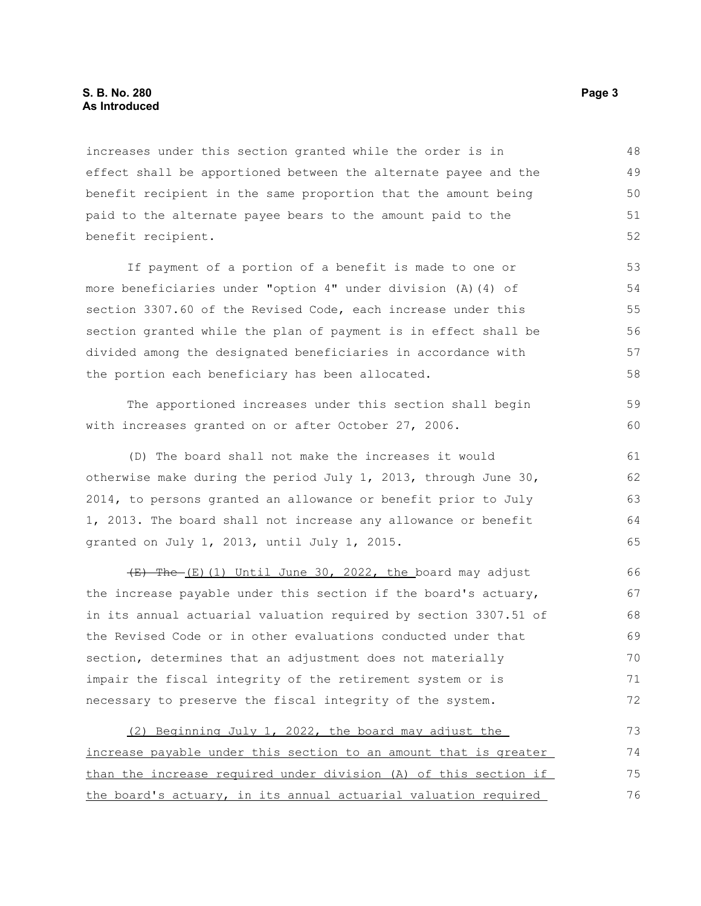increases under this section granted while the order is in effect shall be apportioned between the alternate payee and the benefit recipient in the same proportion that the amount being paid to the alternate payee bears to the amount paid to the benefit recipient.

If payment of a portion of a benefit is made to one or more beneficiaries under "option 4" under division (A)(4) of section 3307.60 of the Revised Code, each increase under this section granted while the plan of payment is in effect shall be divided among the designated beneficiaries in accordance with the portion each beneficiary has been allocated.

The apportioned increases under this section shall begin with increases granted on or after October 27, 2006.

(D) The board shall not make the increases it would otherwise make during the period July 1, 2013, through June 30, 2014, to persons granted an allowance or benefit prior to July 1, 2013. The board shall not increase any allowance or benefit granted on July 1, 2013, until July 1, 2015.

~~(E) The~~ <u>(E)(1) Until June 30, 2022, the</u> board may adjust the increase payable under this section if the board's actuary, in its annual actuarial valuation required by section 3307.51 of the Revised Code or in other evaluations conducted under that section, determines that an adjustment does not materially impair the fiscal integrity of the retirement system or is necessary to preserve the fiscal integrity of the system.

<u>(2) Beginning July 1, 2022, the board may adjust the increase payable under this section to an amount that is greater than the increase required under division (A) of this section if the board's actuary, in its annual actuarial valuation required</u>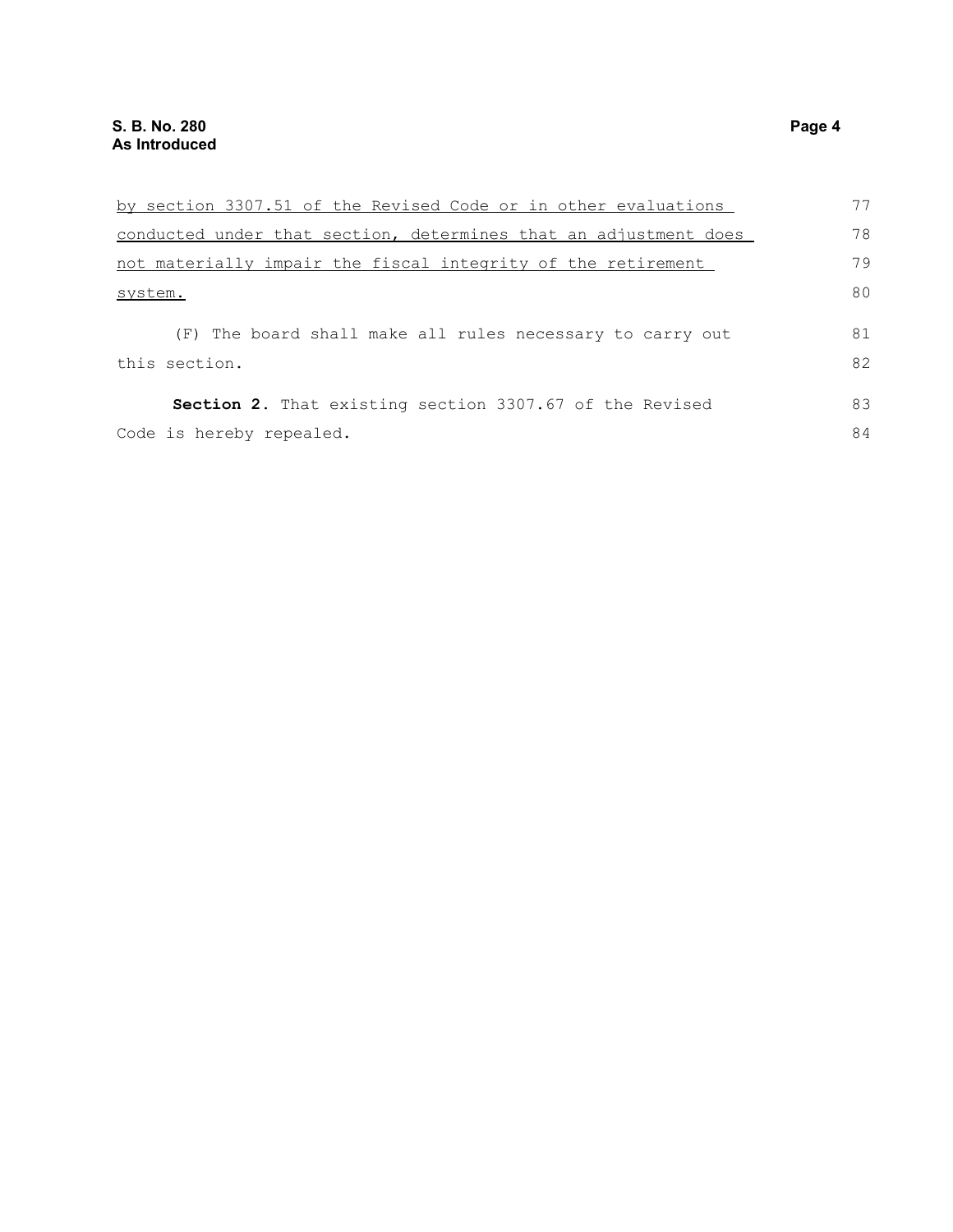by section 3307.51 of the Revised Code or in other evaluations conducted under that section, determines that an adjustment does not materially impair the fiscal integrity of the retirement system.

(F) The board shall make all rules necessary to carry out this section.

**Section 2.** That existing section 3307.67 of the Revised Code is hereby repealed.